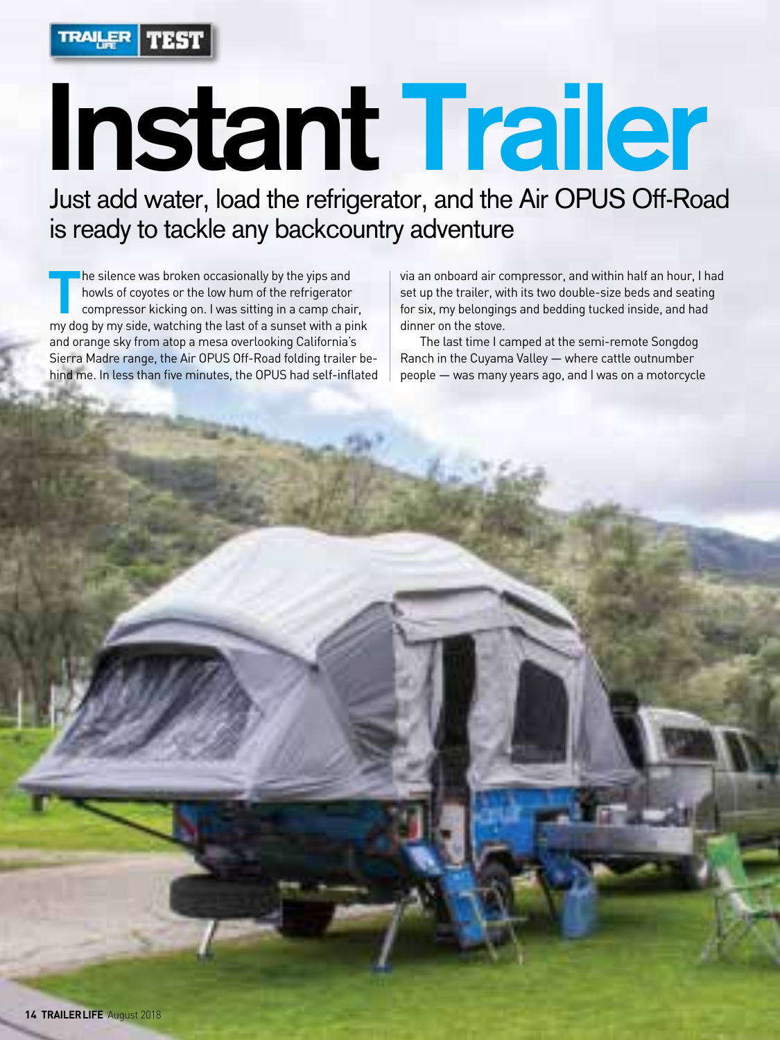TRAILER LIFE TEST

# Instant Trailer

## Just add water, load the refrigerator, and the Air OPUS Off-Road is ready to tackle any backcountry adventure

The silence was broken occasionally by the yips and howls of coyotes or the low hum of the refrigerator compressor kicking on. I was sitting in a camp chair, my dog by my side, watching the last of a sunset with a pink and orange sky from atop a mesa overlooking California's Sierra Madre range, the Air OPUS Off-Road folding trailer behind me. In less than five minutes, the OPUS had self-inflated via an onboard air compressor, and within half an hour, I had set up the trailer, with its two double-size beds and seating for six, my belongings and bedding tucked inside, and had dinner on the stove.

The last time I camped at the semi-remote Songdog Ranch in the Cuyama Valley — where cattle outnumber people — was many years ago, and I was on a motorcycle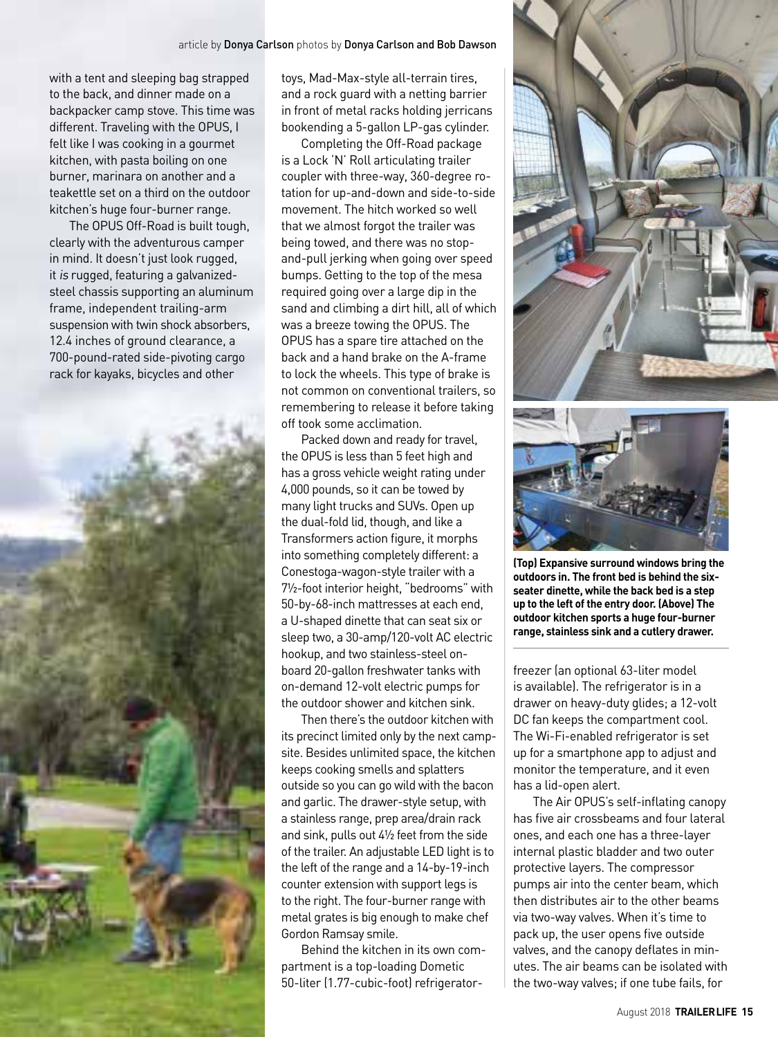article by **Donya Carlson** photos by **Donya Carlson and Bob Dawson**

with a tent and sleeping bag strapped to the back, and dinner made on a backpacker camp stove. This time was different. Traveling with the OPUS, I felt like I was cooking in a gourmet kitchen, with pasta boiling on one burner, marinara on another and a teakettle set on a third on the outdoor kitchen's huge four-burner range.

The OPUS Off-Road is built tough, clearly with the adventurous camper in mind. It doesn't just look rugged, it *is* rugged, featuring a galvanized-steel chassis supporting an aluminum frame, independent trailing-arm suspension with twin shock absorbers, 12.4 inches of ground clearance, a 700-pound-rated side-pivoting cargo rack for kayaks, bicycles and other toys, Mad-Max-style all-terrain tires, and a rock guard with a netting barrier in front of metal racks holding jerricans bookending a 5-gallon LP-gas cylinder.

Completing the Off-Road package is a Lock 'N' Roll articulating trailer coupler with three-way, 360-degree rotation for up-and-down and side-to-side movement. The hitch worked so well that we almost forgot the trailer was being towed, and there was no stop-and-pull jerking when going over speed bumps. Getting to the top of the mesa required going over a large dip in the sand and climbing a dirt hill, all of which was a breeze towing the OPUS. The OPUS has a spare tire attached on the back and a hand brake on the A-frame to lock the wheels. This type of brake is not common on conventional trailers, so remembering to release it before taking off took some acclimation.

Packed down and ready for travel, the OPUS is less than 5 feet high and has a gross vehicle weight rating under 4,000 pounds, so it can be towed by many light trucks and SUVs. Open up the dual-fold lid, though, and like a Transformers action figure, it morphs into something completely different: a Conestoga-wagon-style trailer with a 7½-foot interior height, "bedrooms" with 50-by-68-inch mattresses at each end, a U-shaped dinette that can seat six or sleep two, a 30-amp/120-volt AC electric hookup, and two stainless-steel on-board 20-gallon freshwater tanks with on-demand 12-volt electric pumps for the outdoor shower and kitchen sink.

Then there's the outdoor kitchen with its precinct limited only by the next campsite. Besides unlimited space, the kitchen keeps cooking smells and splatters outside so you can go wild with the bacon and garlic. The drawer-style setup, with a stainless range, prep area/drain rack and sink, pulls out 4½ feet from the side of the trailer. An adjustable LED light is to the left of the range and a 14-by-19-inch counter extension with support legs is to the right. The four-burner range with metal grates is big enough to make chef Gordon Ramsay smile.

Behind the kitchen in its own compartment is a top-loading Dometic 50-liter (1.77-cubic-foot) refrigerator-freezer (an optional 63-liter model is available). The refrigerator is in a drawer on heavy-duty glides; a 12-volt DC fan keeps the compartment cool. The Wi-Fi-enabled refrigerator is set up for a smartphone app to adjust and monitor the temperature, and it even has a lid-open alert.

**(Top) Expansive surround windows bring the outdoors in. The front bed is behind the six-seater dinette, while the back bed is a step up to the left of the entry door. (Above) The outdoor kitchen sports a huge four-burner range, stainless sink and a cutlery drawer.**

The Air OPUS's self-inflating canopy has five air crossbeams and four lateral ones, and each one has a three-layer internal plastic bladder and two outer protective layers. The compressor pumps air into the center beam, which then distributes air to the other beams via two-way valves. When it's time to pack up, the user opens five outside valves, and the canopy deflates in minutes. The air beams can be isolated with the two-way valves; if one tube fails, for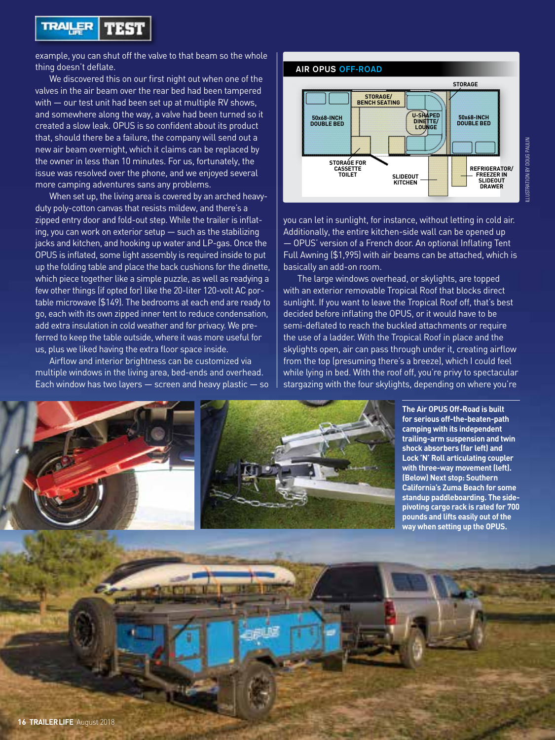example, you can shut off the valve to that beam so the whole thing doesn't deflate.

We discovered this on our first night out when one of the valves in the air beam over the rear bed had been tampered with — our test unit had been set up at multiple RV shows, and somewhere along the way, a valve had been turned so it created a slow leak. OPUS is so confident about its product that, should there be a failure, the company will send out a new air beam overnight, which it claims can be replaced by the owner in less than 10 minutes. For us, fortunately, the issue was resolved over the phone, and we enjoyed several more camping adventures sans any problems.

When set up, the living area is covered by an arched heavy-duty poly-cotton canvas that resists mildew, and there's a zipped entry door and fold-out step. While the trailer is inflating, you can work on exterior setup — such as the stabilizing jacks and kitchen, and hooking up water and LP-gas. Once the OPUS is inflated, some light assembly is required inside to put up the folding table and place the back cushions for the dinette, which piece together like a simple puzzle, as well as readying a few other things (if opted for) like the 20-liter 120-volt AC portable microwave ($149). The bedrooms at each end are ready to go, each with its own zipped inner tent to reduce condensation, add extra insulation in cold weather and for privacy. We preferred to keep the table outside, where it was more useful for us, plus we liked having the extra floor space inside.

Airflow and interior brightness can be customized via multiple windows in the living area, bed-ends and overhead. Each window has two layers — screen and heavy plastic — so you can let in sunlight, for instance, without letting in cold air. Additionally, the entire kitchen-side wall can be opened up — OPUS' version of a French door. An optional Inflating Tent Full Awning ($1,995) with air beams can be attached, which is basically an add-on room.

The large windows overhead, or skylights, are topped with an exterior removable Tropical Roof that blocks direct sunlight. If you want to leave the Tropical Roof off, that's best decided before inflating the OPUS, or it would have to be semi-deflated to reach the buckled attachments or require the use of a ladder. With the Tropical Roof in place and the skylights open, air can pass through under it, creating airflow from the top (presuming there's a breeze), which I could feel while lying in bed. With the roof off, you're privy to spectacular stargazing with the four skylights, depending on where you're

**AIR OPUS OFF-ROAD**

STORAGE — STORAGE/BENCH SEATING — 50x68-INCH DOUBLE BED — U-SHAPED DINETTE/LOUNGE — 50x68-INCH DOUBLE BED — STORAGE FOR CASSETTE TOILET — SLIDEOUT KITCHEN — REFRIGERATOR/FREEZER IN SLIDEOUT DRAWER

ILLUSTRATION BY DOUG PAULIN

**The Air OPUS Off-Road is built for serious off-the-beaten-path camping with its independent trailing-arm suspension and twin shock absorbers (far left) and Lock 'N' Roll articulating coupler with three-way movement (left). (Below) Next stop: Southern California's Zuma Beach for some standup paddleboarding. The side-pivoting cargo rack is rated for 700 pounds and lifts easily out of the way when setting up the OPUS.**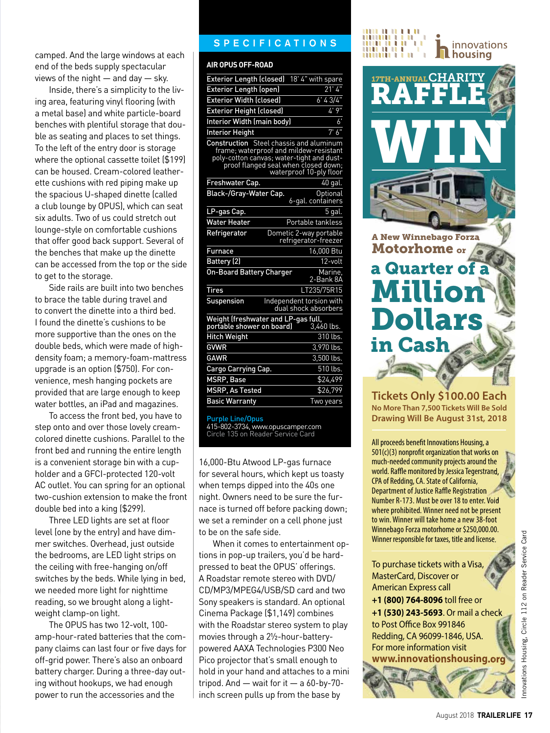camped. And the large windows at each end of the beds supply spectacular views of the night — and day — sky.

Inside, there's a simplicity to the living area, featuring vinyl flooring (with a metal base) and white particle-board benches with plentiful storage that double as seating and places to set things. To the left of the entry door is storage where the optional cassette toilet ($199) can be housed. Cream-colored leatherette cushions with red piping make up the spacious U-shaped dinette (called a club lounge by OPUS), which can seat six adults. Two of us could stretch out lounge-style on comfortable cushions that offer good back support. Several of the benches that make up the dinette can be accessed from the top or the side to get to the storage.

Side rails are built into two benches to brace the table during travel and to convert the dinette into a third bed. I found the dinette's cushions to be more supportive than the ones on the double beds, which were made of high-density foam; a memory-foam-mattress upgrade is an option ($750). For convenience, mesh hanging pockets are provided that are large enough to keep water bottles, an iPad and magazines.

To access the front bed, you have to step onto and over those lovely cream-colored dinette cushions. Parallel to the front bed and running the entire length is a convenient storage bin with a cup-holder and a GFCI-protected 120-volt AC outlet. You can spring for an optional two-cushion extension to make the front double bed into a king ($299).

Three LED lights are set at floor level (one by the entry) and have dimmer switches. Overhead, just outside the bedrooms, are LED light strips on the ceiling with free-hanging on/off switches by the beds. While lying in bed, we needed more light for nighttime reading, so we brought along a lightweight clamp-on light.

The OPUS has two 12-volt, 100-amp-hour-rated batteries that the company claims can last four or five days for off-grid power. There's also an onboard battery charger. During a three-day outing without hookups, we had enough power to run the accessories and the 16,000-Btu Atwood LP-gas furnace for several hours, which kept us toasty when temps dipped into the 40s one night. Owners need to be sure the furnace is turned off before packing down; we set a reminder on a cell phone just to be on the safe side.

When it comes to entertainment options in pop-up trailers, you'd be hard-pressed to beat the OPUS' offerings. A Roadstar remote stereo with DVD/CD/MP3/MPEG4/USB/SD card and two Sony speakers is standard. An optional Cinema Package ($1,149) combines with the Roadstar stereo system to play movies through a 2½-hour-battery-powered AAXA Technologies P300 Neo Pico projector that's small enough to hold in your hand and attaches to a mini tripod. And — wait for it — a 60-by-70-inch screen pulls up from the base by

## SPECIFICATIONS

**AIR OPUS OFF-ROAD**

| | |
|---|---|
| Exterior Length (closed) | 18' 4" with spare |
| Exterior Length (open) | 21' 4" |
| Exterior Width (closed) | 6' 4 3/4" |
| Exterior Height (closed) | 4' 9" |
| Interior Width (main body) | 6' |
| Interior Height | 7' 6" |
| Construction | Steel chassis and aluminum frame; waterproof and mildew-resistant poly-cotton canvas; water-tight and dust-proof flanged seal when closed down; waterproof 10-ply floor |
| Freshwater Cap. | 40 gal. |
| Black-/Gray-Water Cap. | Optional 6-gal. containers |
| LP-gas Cap. | 5 gal. |
| Water Heater | Portable tankless |
| Refrigerator | Dometic 2-way portable refrigerator-freezer |
| Furnace | 16,000 Btu |
| Battery (2) | 12-volt |
| On-Board Battery Charger | Marine, 2-Bank 8A |
| Tires | LT235/75R15 |
| Suspension | Independent torsion with dual shock absorbers |
| Weight (freshwater and LP-gas full, portable shower on board) | 3,460 lbs. |
| Hitch Weight | 310 lbs. |
| GVWR | 3,970 lbs. |
| GAWR | 3,500 lbs. |
| Cargo Carrying Cap. | 510 lbs. |
| MSRP, Base | $24,499 |
| MSRP, As Tested | $26,799 |
| Basic Warranty | Two years |

Purple Line/Opus
415-802-3734, www.opuscamper.com
Circle 135 on Reader Service Card

---

innovations housing

17TH-ANNUAL CHARITY RAFFLE

WIN

A New Winnebago Forza Motorhome or a Quarter of a Million Dollars in Cash

**Tickets Only $100.00 Each**
**No More Than 7,500 Tickets Will Be Sold**
**Drawing Will Be August 31st, 2018**

All proceeds benefit Innovations Housing, a 501(c)(3) nonprofit organization that works on much-needed community projects around the world. Raffle monitored by Jessica Tegerstrand, CPA of Redding, CA. State of California, Department of Justice Raffle Registration Number R-173. Must be over 18 to enter. Void where prohibited. Winner need not be present to win. Winner will take home a new 38-foot Winnebago Forza motorhome or $250,000.00. Winner responsible for taxes, title and license.

To purchase tickets with a Visa, MasterCard, Discover or American Express call **+1 (800) 764-8096** toll free or **+1 (530) 243-5693**. Or mail a check to Post Office Box 991846 Redding, CA 96099-1846, USA. For more information visit **www.innovationshousing.org**

Innovations Housing, Circle 112 on Reader Service Card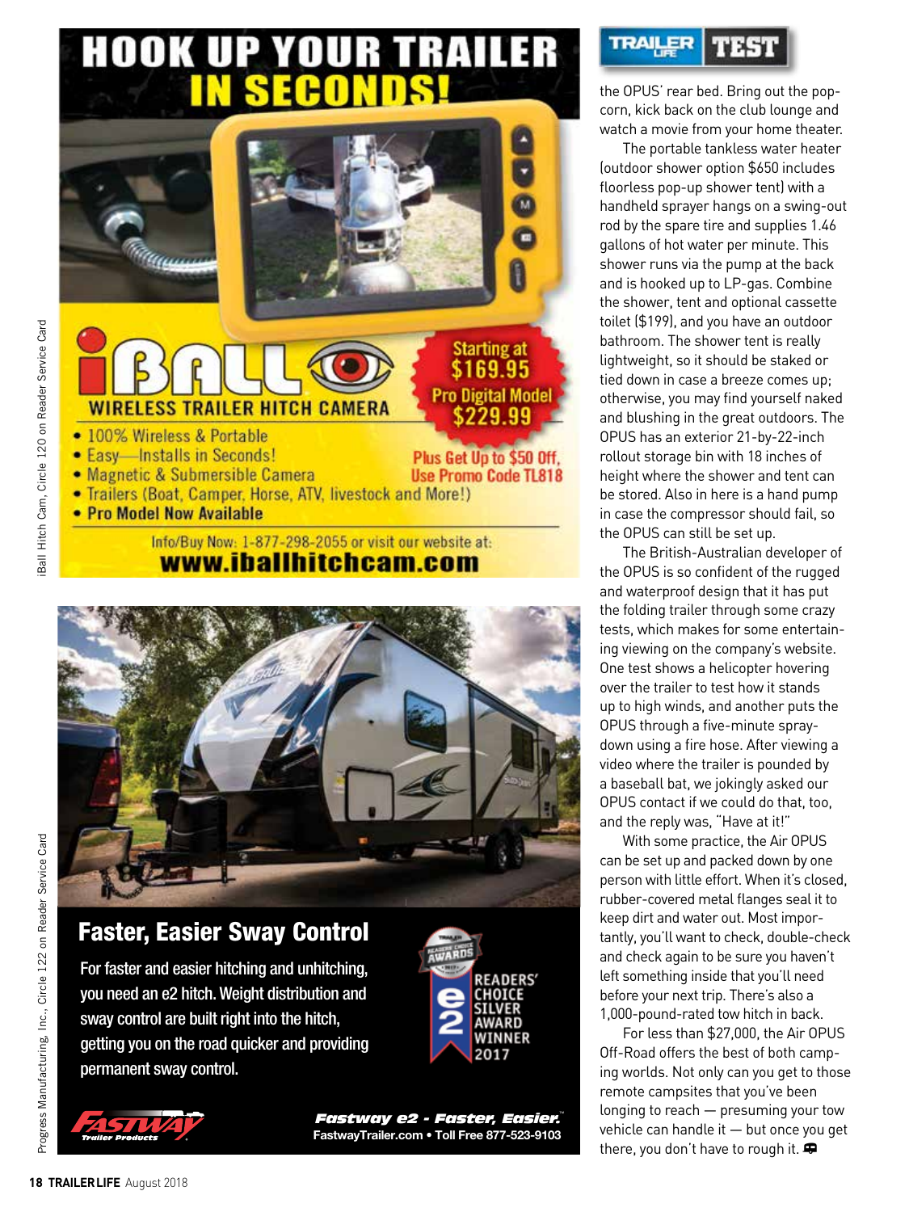# HOOK UP YOUR TRAILER IN SECONDS!

**iBALL WIRELESS TRAILER HITCH CAMERA**

Starting at $169.95
Pro Digital Model $229.99

- 100% Wireless & Portable
- Easy—Installs in Seconds!
- Magnetic & Submersible Camera
- Trailers (Boat, Camper, Horse, ATV, livestock and More!)
- **Pro Model Now Available**

Plus Get Up to $50 Off, Use Promo Code TL818

Info/Buy Now: 1-877-298-2055 or visit our website at:
**www.iballhitchcam.com**

iBall Hitch Cam, Circle 120 on Reader Service Card

## Faster, Easier Sway Control

For faster and easier hitching and unhitching, you need an e2 hitch. Weight distribution and sway control are built right into the hitch, getting you on the road quicker and providing permanent sway control.

READERS' CHOICE SILVER AWARD WINNER 2017

**FASTWAY** Trailer Products

***Fastway e2 - Faster, Easier.***
FastwayTrailer.com • Toll Free 877-523-9103

Progress Manufacturing, Inc., Circle 122 on Reader Service Card

the OPUS' rear bed. Bring out the popcorn, kick back on the club lounge and watch a movie from your home theater.

The portable tankless water heater (outdoor shower option $650 includes floorless pop-up shower tent) with a handheld sprayer hangs on a swing-out rod by the spare tire and supplies 1.46 gallons of hot water per minute. This shower runs via the pump at the back and is hooked up to LP-gas. Combine the shower, tent and optional cassette toilet ($199), and you have an outdoor bathroom. The shower tent is really lightweight, so it should be staked or tied down in case a breeze comes up; otherwise, you may find yourself naked and blushing in the great outdoors. The OPUS has an exterior 21-by-22-inch rollout storage bin with 18 inches of height where the shower and tent can be stored. Also in here is a hand pump in case the compressor should fail, so the OPUS can still be set up.

The British-Australian developer of the OPUS is so confident of the rugged and waterproof design that it has put the folding trailer through some crazy tests, which makes for some entertaining viewing on the company's website. One test shows a helicopter hovering over the trailer to test how it stands up to high winds, and another puts the OPUS through a five-minute spray-down using a fire hose. After viewing a video where the trailer is pounded by a baseball bat, we jokingly asked our OPUS contact if we could do that, too, and the reply was, "Have at it!"

With some practice, the Air OPUS can be set up and packed down by one person with little effort. When it's closed, rubber-covered metal flanges seal it to keep dirt and water out. Most importantly, you'll want to check, double-check and check again to be sure you haven't left something inside that you'll need before your next trip. There's also a 1,000-pound-rated tow hitch in back.

For less than $27,000, the Air OPUS Off-Road offers the best of both camping worlds. Not only can you get to those remote campsites that you've been longing to reach — presuming your tow vehicle can handle it — but once you get there, you don't have to rough it.